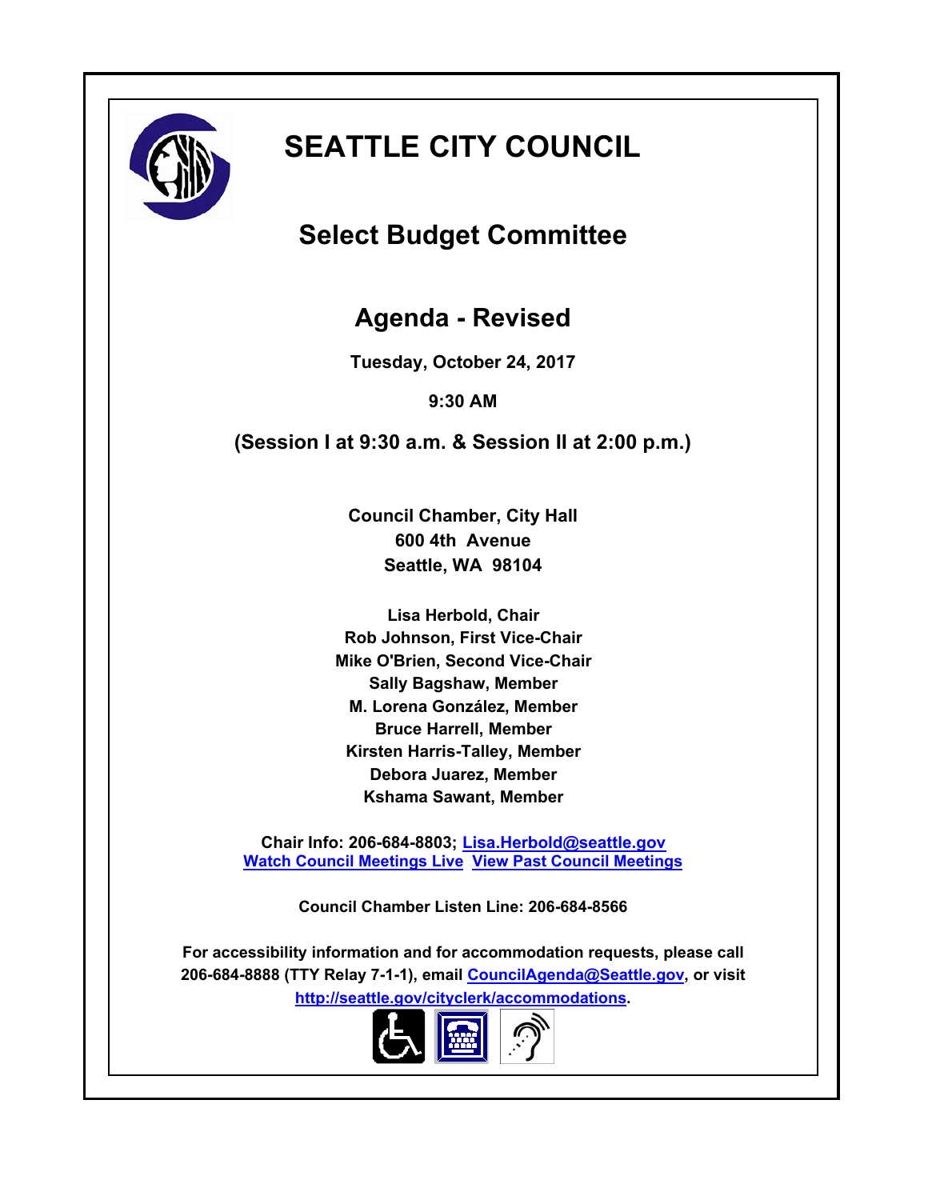# SEATTLE CITY COUNCIL

## Select Budget Committee

## Agenda - Revised

**Tuesday, October 24, 2017**

**9:30 AM**

**(Session I at 9:30 a.m. & Session II at 2:00 p.m.)**

**Council Chamber, City Hall**
**600 4th Avenue**
**Seattle, WA 98104**

**Lisa Herbold, Chair**
**Rob Johnson, First Vice-Chair**
**Mike O'Brien, Second Vice-Chair**
**Sally Bagshaw, Member**
**M. Lorena González, Member**
**Bruce Harrell, Member**
**Kirsten Harris-Talley, Member**
**Debora Juarez, Member**
**Kshama Sawant, Member**

**Chair Info: 206-684-8803; Lisa.Herbold@seattle.gov**
**Watch Council Meetings Live View Past Council Meetings**

**Council Chamber Listen Line: 206-684-8566**

**For accessibility information and for accommodation requests, please call 206-684-8888 (TTY Relay 7-1-1), email CouncilAgenda@Seattle.gov, or visit http://seattle.gov/cityclerk/accommodations.**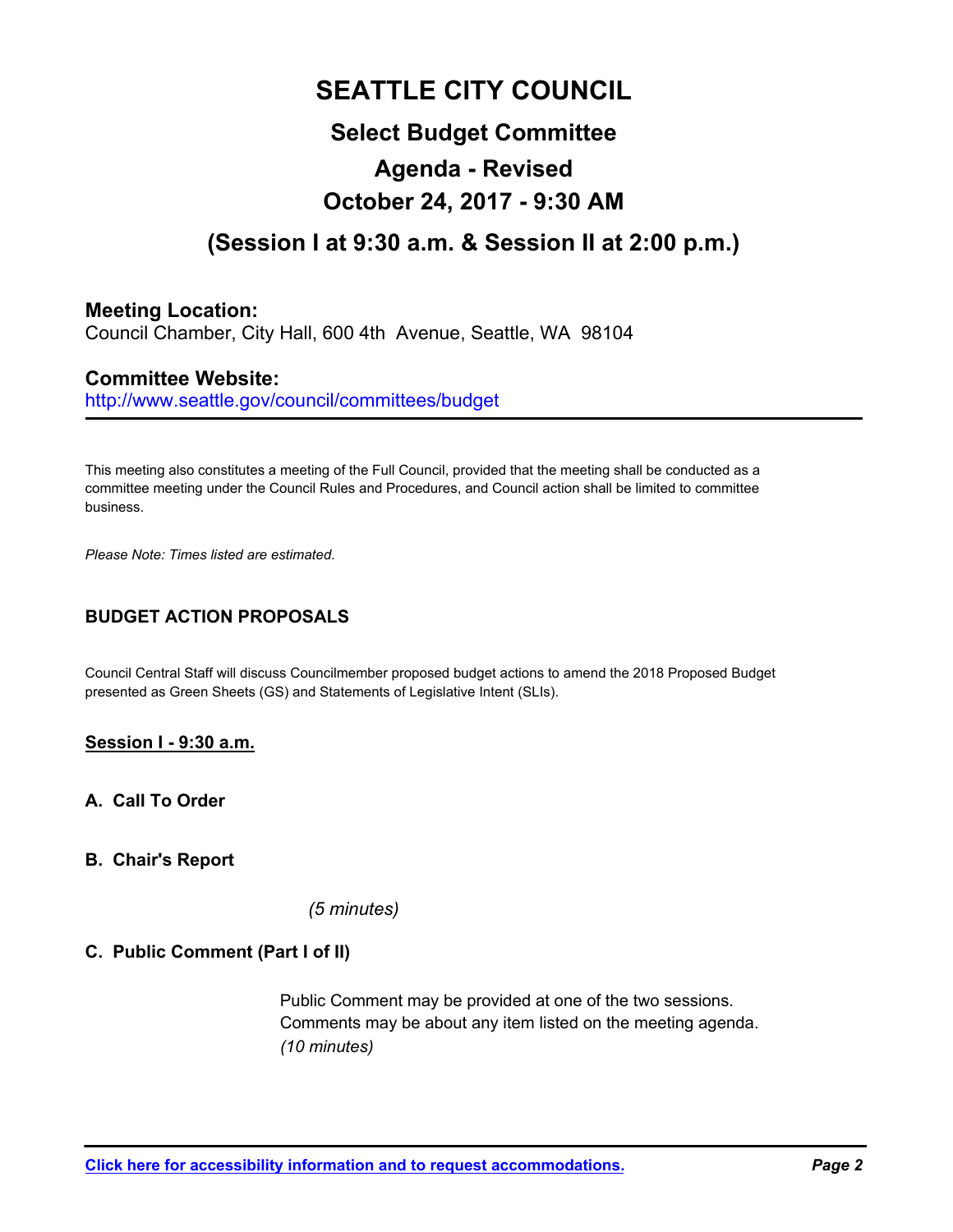# SEATTLE CITY COUNCIL

## Select Budget Committee

## Agenda - Revised

## October 24, 2017 - 9:30 AM

## (Session I at 9:30 a.m. & Session II at 2:00 p.m.)

**Meeting Location:**
Council Chamber, City Hall, 600 4th Avenue, Seattle, WA 98104

**Committee Website:**
http://www.seattle.gov/council/committees/budget

---

This meeting also constitutes a meeting of the Full Council, provided that the meeting shall be conducted as a committee meeting under the Council Rules and Procedures, and Council action shall be limited to committee business.

*Please Note: Times listed are estimated.*

**BUDGET ACTION PROPOSALS**

Council Central Staff will discuss Councilmember proposed budget actions to amend the 2018 Proposed Budget presented as Green Sheets (GS) and Statements of Legislative Intent (SLIs).

**Session I - 9:30 a.m.**

**A. Call To Order**

**B. Chair's Report**

*(5 minutes)*

**C. Public Comment (Part I of II)**

Public Comment may be provided at one of the two sessions.
Comments may be about any item listed on the meeting agenda.
*(10 minutes)*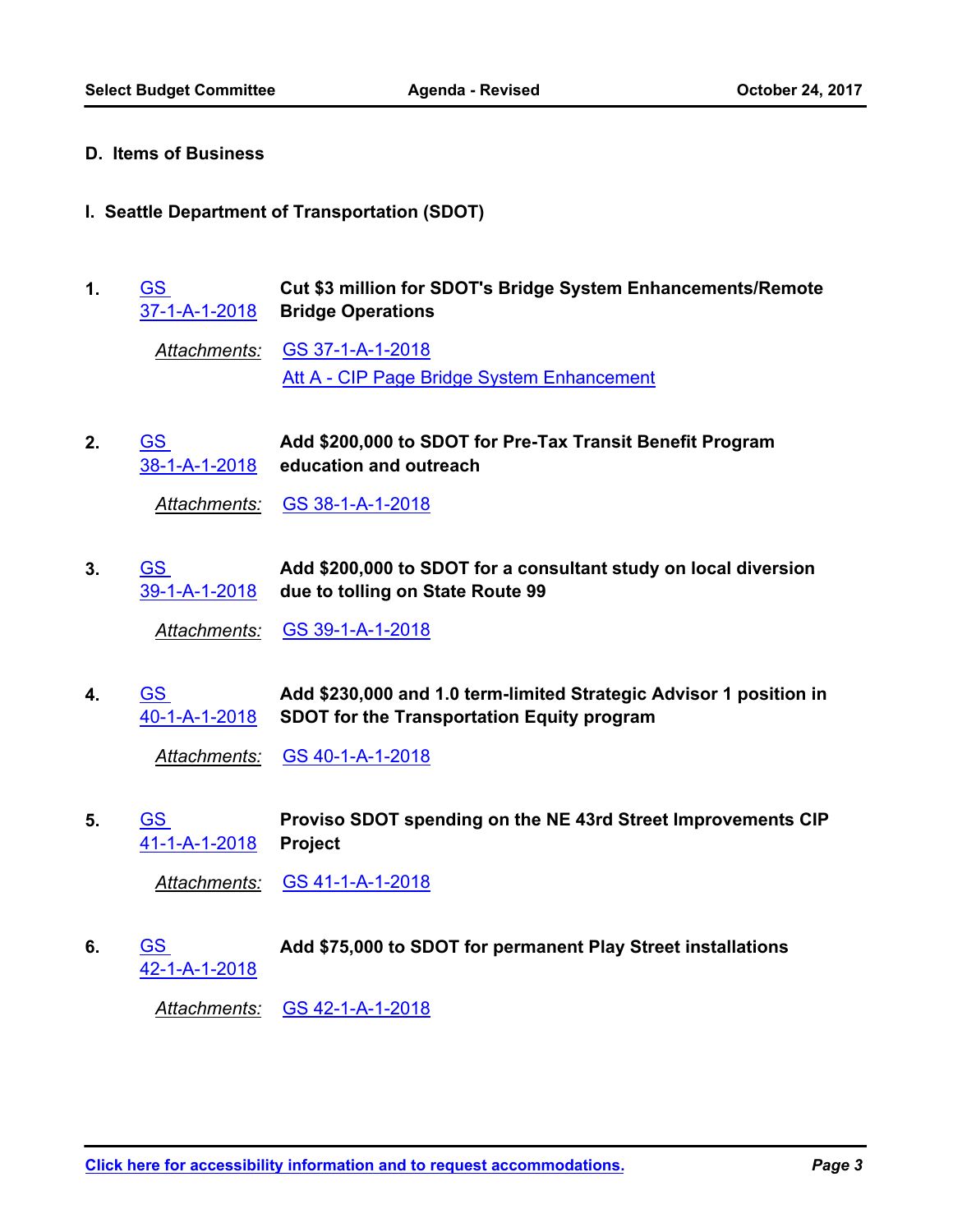## D. Items of Business

### I. Seattle Department of Transportation (SDOT)

1. GS 37-1-A-1-2018 — **Cut $3 million for SDOT's Bridge System Enhancements/Remote Bridge Operations**

   *Attachments:* GS 37-1-A-1-2018
   Att A - CIP Page Bridge System Enhancement

2. GS 38-1-A-1-2018 — **Add $200,000 to SDOT for Pre-Tax Transit Benefit Program education and outreach**

   *Attachments:* GS 38-1-A-1-2018

3. GS 39-1-A-1-2018 — **Add $200,000 to SDOT for a consultant study on local diversion due to tolling on State Route 99**

   *Attachments:* GS 39-1-A-1-2018

4. GS 40-1-A-1-2018 — **Add $230,000 and 1.0 term-limited Strategic Advisor 1 position in SDOT for the Transportation Equity program**

   *Attachments:* GS 40-1-A-1-2018

5. GS 41-1-A-1-2018 — **Proviso SDOT spending on the NE 43rd Street Improvements CIP Project**

   *Attachments:* GS 41-1-A-1-2018

6. GS 42-1-A-1-2018 — **Add $75,000 to SDOT for permanent Play Street installations**

   *Attachments:* GS 42-1-A-1-2018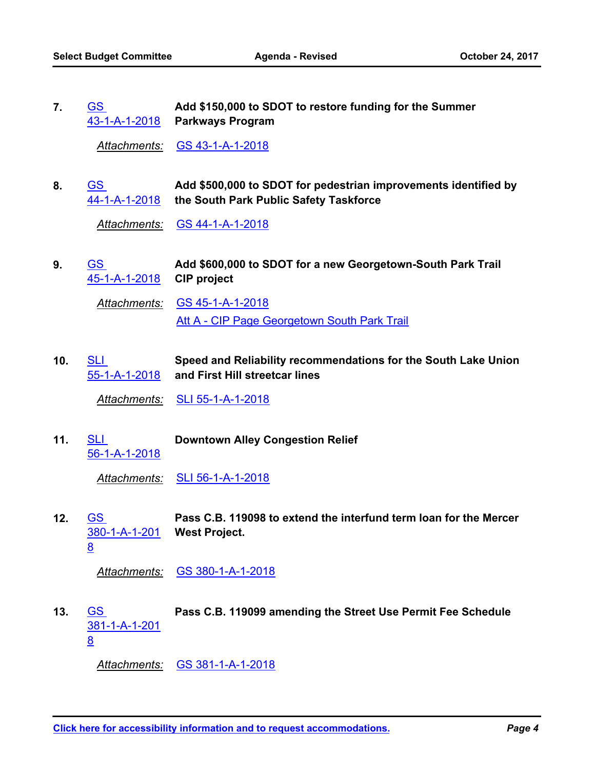7. GS 43-1-A-1-2018 **Add $150,000 to SDOT to restore funding for the Summer Parkways Program**

   *Attachments:* GS 43-1-A-1-2018

8. GS 44-1-A-1-2018 **Add $500,000 to SDOT for pedestrian improvements identified by the South Park Public Safety Taskforce**

   *Attachments:* GS 44-1-A-1-2018

9. GS 45-1-A-1-2018 **Add $600,000 to SDOT for a new Georgetown-South Park Trail CIP project**

   *Attachments:* GS 45-1-A-1-2018
   Att A - CIP Page Georgetown South Park Trail

10. SLI 55-1-A-1-2018 **Speed and Reliability recommendations for the South Lake Union and First Hill streetcar lines**

    *Attachments:* SLI 55-1-A-1-2018

11. SLI 56-1-A-1-2018 **Downtown Alley Congestion Relief**

    *Attachments:* SLI 56-1-A-1-2018

12. GS 380-1-A-1-2018 **Pass C.B. 119098 to extend the interfund term loan for the Mercer West Project.**

    *Attachments:* GS 380-1-A-1-2018

13. GS 381-1-A-1-2018 **Pass C.B. 119099 amending the Street Use Permit Fee Schedule**

    *Attachments:* GS 381-1-A-1-2018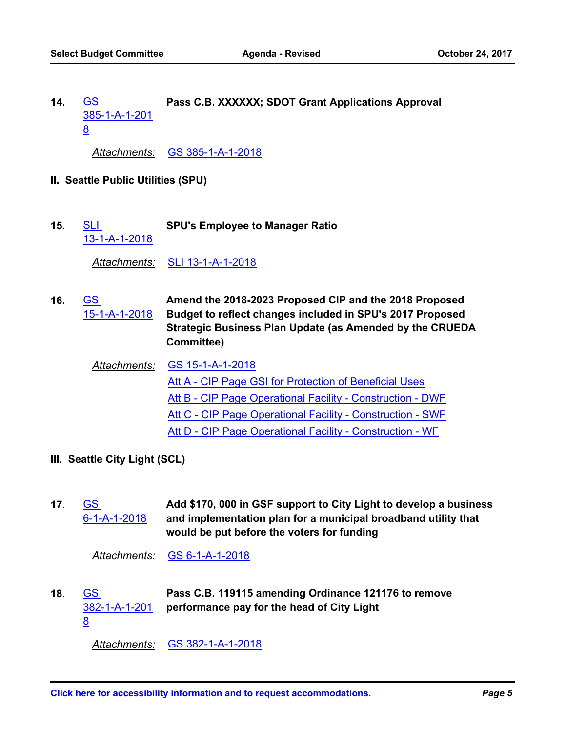**14.** GS 385-1-A-1-2018 **Pass C.B. XXXXXX; SDOT Grant Applications Approval**

*Attachments:* GS 385-1-A-1-2018

## II. Seattle Public Utilities (SPU)

**15.** SLI 13-1-A-1-2018 **SPU's Employee to Manager Ratio**

*Attachments:* SLI 13-1-A-1-2018

**16.** GS 15-1-A-1-2018 **Amend the 2018-2023 Proposed CIP and the 2018 Proposed Budget to reflect changes included in SPU's 2017 Proposed Strategic Business Plan Update (as Amended by the CRUEDA Committee)**

*Attachments:* GS 15-1-A-1-2018
Att A - CIP Page GSI for Protection of Beneficial Uses
Att B - CIP Page Operational Facility - Construction - DWF
Att C - CIP Page Operational Facility - Construction - SWF
Att D - CIP Page Operational Facility - Construction - WF

## III. Seattle City Light (SCL)

**17.** GS 6-1-A-1-2018 **Add $170, 000 in GSF support to City Light to develop a business and implementation plan for a municipal broadband utility that would be put before the voters for funding**

*Attachments:* GS 6-1-A-1-2018

**18.** GS 382-1-A-1-2018 **Pass C.B. 119115 amending Ordinance 121176 to remove performance pay for the head of City Light**

*Attachments:* GS 382-1-A-1-2018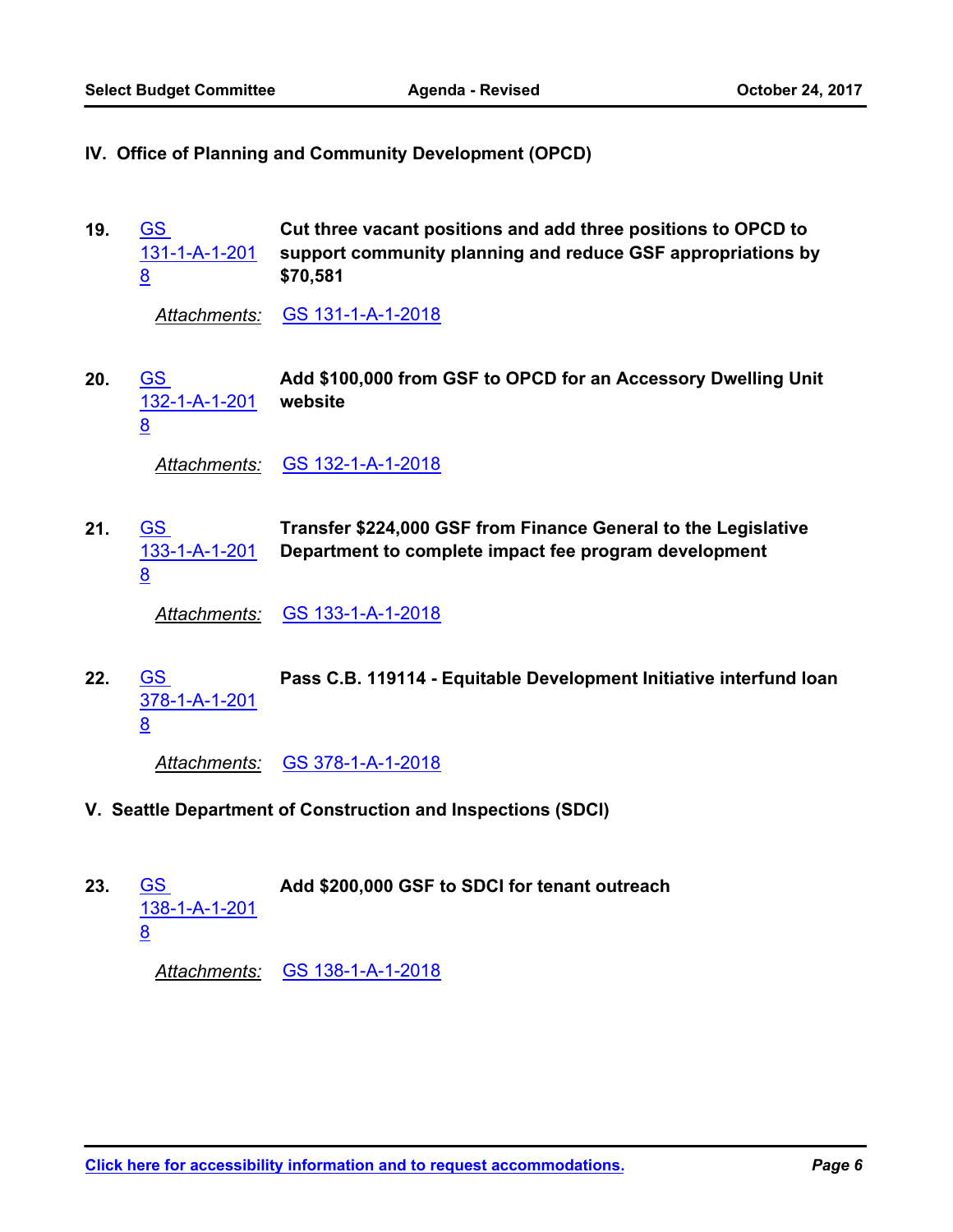## IV. Office of Planning and Community Development (OPCD)

**19.** GS 131-1-A-1-2018 **Cut three vacant positions and add three positions to OPCD to support community planning and reduce GSF appropriations by $70,581**

*Attachments:* GS 131-1-A-1-2018

**20.** GS 132-1-A-1-2018 **Add $100,000 from GSF to OPCD for an Accessory Dwelling Unit website**

*Attachments:* GS 132-1-A-1-2018

**21.** GS 133-1-A-1-2018 **Transfer $224,000 GSF from Finance General to the Legislative Department to complete impact fee program development**

*Attachments:* GS 133-1-A-1-2018

**22.** GS 378-1-A-1-2018 **Pass C.B. 119114 - Equitable Development Initiative interfund loan**

*Attachments:* GS 378-1-A-1-2018

## V. Seattle Department of Construction and Inspections (SDCI)

**23.** GS 138-1-A-1-2018 **Add $200,000 GSF to SDCI for tenant outreach**

*Attachments:* GS 138-1-A-1-2018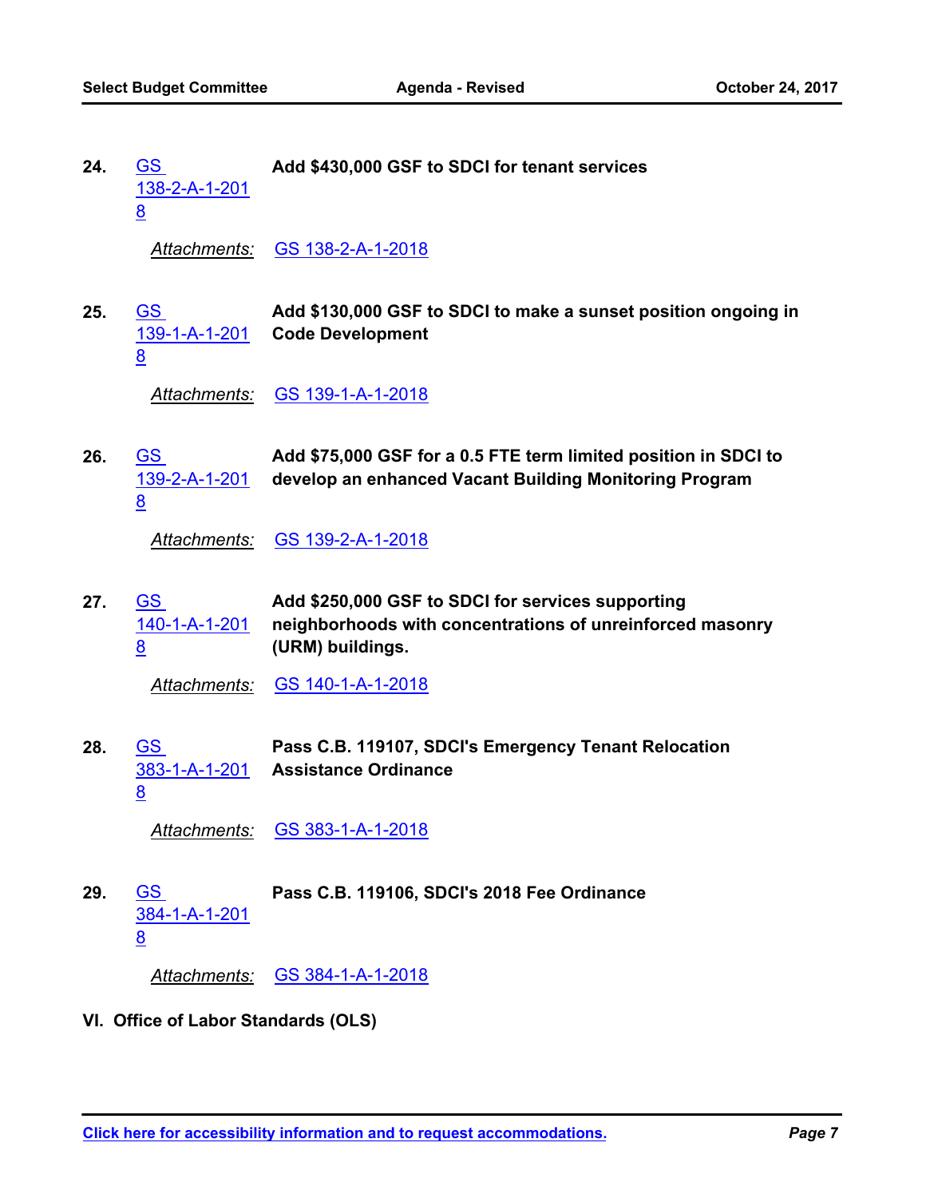24. GS 138-2-A-1-2018 **Add $430,000 GSF to SDCI for tenant services**

    *Attachments:* GS 138-2-A-1-2018

25. GS 139-1-A-1-2018 **Add $130,000 GSF to SDCI to make a sunset position ongoing in Code Development**

    *Attachments:* GS 139-1-A-1-2018

26. GS 139-2-A-1-2018 **Add $75,000 GSF for a 0.5 FTE term limited position in SDCI to develop an enhanced Vacant Building Monitoring Program**

    *Attachments:* GS 139-2-A-1-2018

27. GS 140-1-A-1-2018 **Add $250,000 GSF to SDCI for services supporting neighborhoods with concentrations of unreinforced masonry (URM) buildings.**

    *Attachments:* GS 140-1-A-1-2018

28. GS 383-1-A-1-2018 **Pass C.B. 119107, SDCI's Emergency Tenant Relocation Assistance Ordinance**

    *Attachments:* GS 383-1-A-1-2018

29. GS 384-1-A-1-2018 **Pass C.B. 119106, SDCI's 2018 Fee Ordinance**

    *Attachments:* GS 384-1-A-1-2018

## VI. Office of Labor Standards (OLS)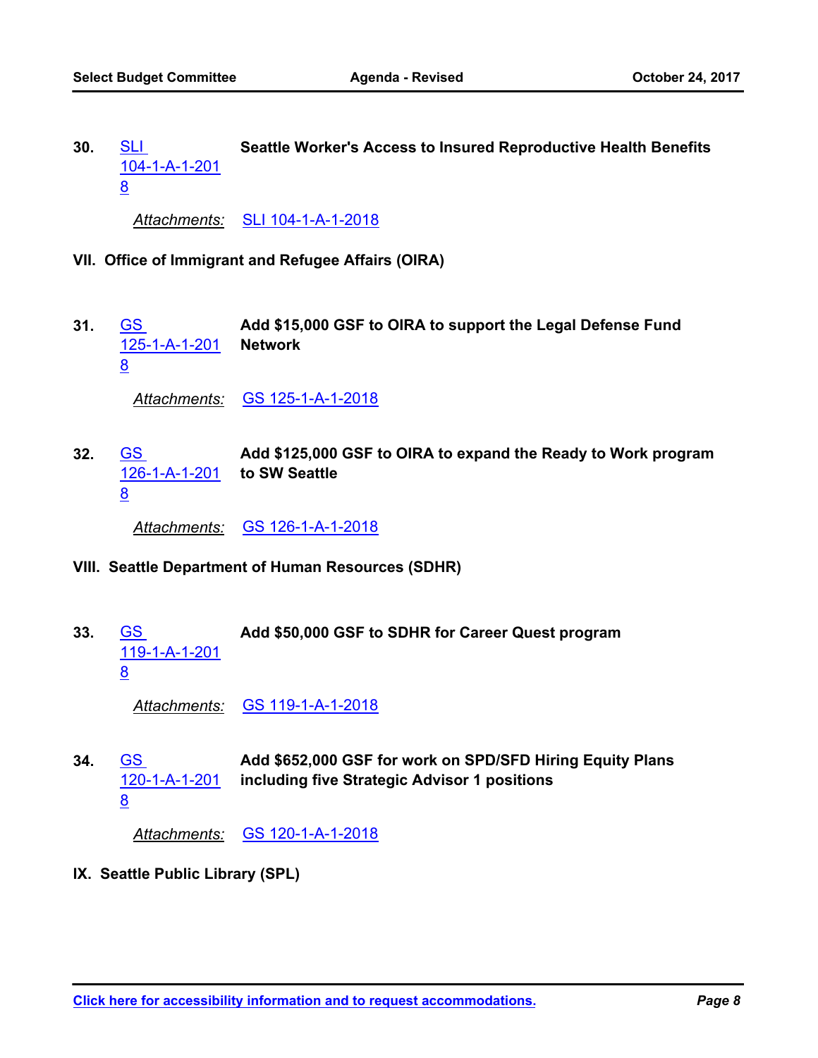30. SLI 104-1-A-1-2018 **Seattle Worker's Access to Insured Reproductive Health Benefits**

    *Attachments:* SLI 104-1-A-1-2018

## VII. Office of Immigrant and Refugee Affairs (OIRA)

31. GS 125-1-A-1-2018 **Add $15,000 GSF to OIRA to support the Legal Defense Fund Network**

    *Attachments:* GS 125-1-A-1-2018

32. GS 126-1-A-1-2018 **Add $125,000 GSF to OIRA to expand the Ready to Work program to SW Seattle**

    *Attachments:* GS 126-1-A-1-2018

## VIII. Seattle Department of Human Resources (SDHR)

33. GS 119-1-A-1-2018 **Add $50,000 GSF to SDHR for Career Quest program**

    *Attachments:* GS 119-1-A-1-2018

34. GS 120-1-A-1-2018 **Add $652,000 GSF for work on SPD/SFD Hiring Equity Plans including five Strategic Advisor 1 positions**

    *Attachments:* GS 120-1-A-1-2018

## IX. Seattle Public Library (SPL)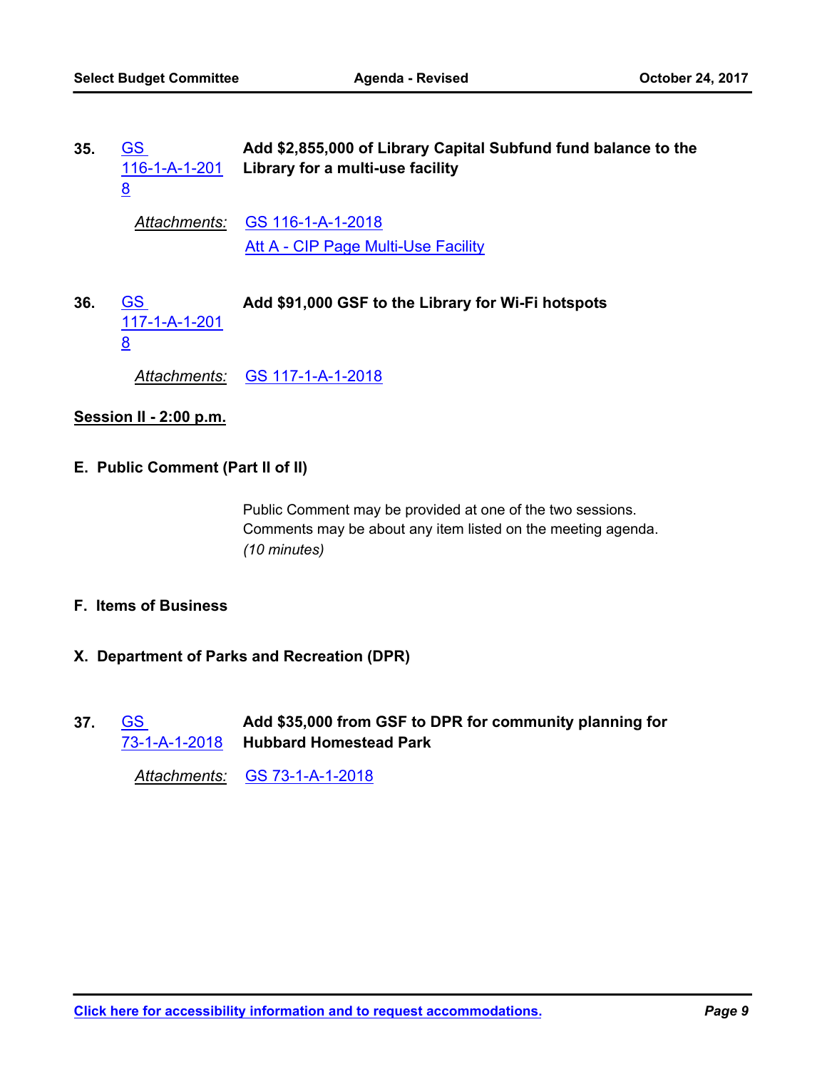**35.** GS 116-1-A-1-2018 **Add $2,855,000 of Library Capital Subfund fund balance to the Library for a multi-use facility**

*Attachments:* GS 116-1-A-1-2018
Att A - CIP Page Multi-Use Facility

**36.** GS 117-1-A-1-2018 **Add $91,000 GSF to the Library for Wi-Fi hotspots**

*Attachments:* GS 117-1-A-1-2018

**Session II - 2:00 p.m.**

## E. Public Comment (Part II of II)

Public Comment may be provided at one of the two sessions. Comments may be about any item listed on the meeting agenda. *(10 minutes)*

## F. Items of Business

## X. Department of Parks and Recreation (DPR)

**37.** GS 73-1-A-1-2018 **Add $35,000 from GSF to DPR for community planning for Hubbard Homestead Park**

*Attachments:* GS 73-1-A-1-2018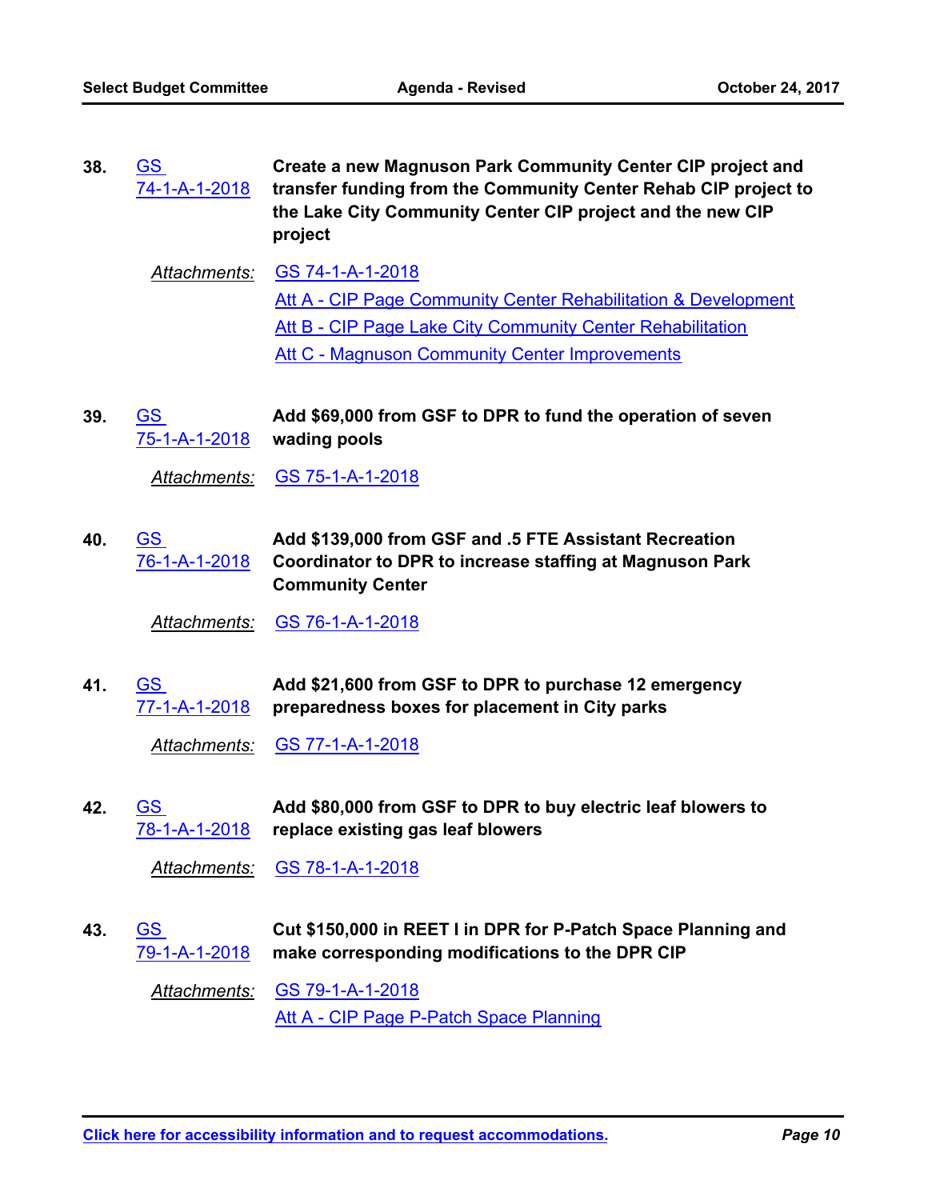38. GS 74-1-A-1-2018 **Create a new Magnuson Park Community Center CIP project and transfer funding from the Community Center Rehab CIP project to the Lake City Community Center CIP project and the new CIP project**

*Attachments:* GS 74-1-A-1-2018
Att A - CIP Page Community Center Rehabilitation & Development
Att B - CIP Page Lake City Community Center Rehabilitation
Att C - Magnuson Community Center Improvements

39. GS 75-1-A-1-2018 **Add $69,000 from GSF to DPR to fund the operation of seven wading pools**

*Attachments:* GS 75-1-A-1-2018

40. GS 76-1-A-1-2018 **Add $139,000 from GSF and .5 FTE Assistant Recreation Coordinator to DPR to increase staffing at Magnuson Park Community Center**

*Attachments:* GS 76-1-A-1-2018

41. GS 77-1-A-1-2018 **Add $21,600 from GSF to DPR to purchase 12 emergency preparedness boxes for placement in City parks**

*Attachments:* GS 77-1-A-1-2018

42. GS 78-1-A-1-2018 **Add $80,000 from GSF to DPR to buy electric leaf blowers to replace existing gas leaf blowers**

*Attachments:* GS 78-1-A-1-2018

43. GS 79-1-A-1-2018 **Cut $150,000 in REET I in DPR for P-Patch Space Planning and make corresponding modifications to the DPR CIP**

*Attachments:* GS 79-1-A-1-2018
Att A - CIP Page P-Patch Space Planning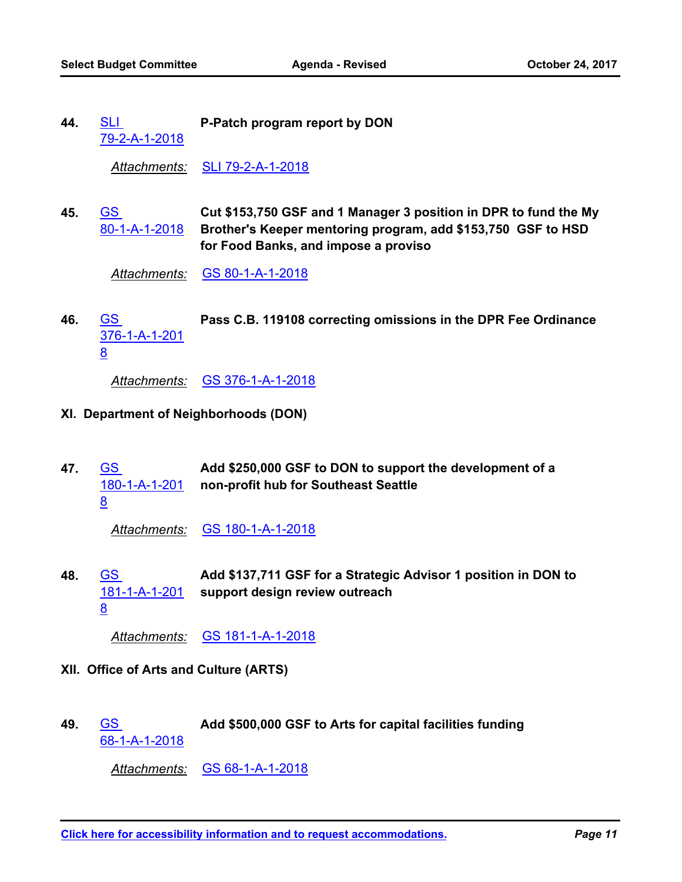**44.** [SLI 79-2-A-1-2018] **P-Patch program report by DON**

*Attachments:* SLI 79-2-A-1-2018

**45.** [GS 80-1-A-1-2018] **Cut $153,750 GSF and 1 Manager 3 position in DPR to fund the My Brother's Keeper mentoring program, add $153,750 GSF to HSD for Food Banks, and impose a proviso**

*Attachments:* GS 80-1-A-1-2018

**46.** [GS 376-1-A-1-2018] **Pass C.B. 119108 correcting omissions in the DPR Fee Ordinance**

*Attachments:* GS 376-1-A-1-2018

## XI. Department of Neighborhoods (DON)

**47.** [GS 180-1-A-1-2018] **Add $250,000 GSF to DON to support the development of a non-profit hub for Southeast Seattle**

*Attachments:* GS 180-1-A-1-2018

**48.** [GS 181-1-A-1-2018] **Add $137,711 GSF for a Strategic Advisor 1 position in DON to support design review outreach**

*Attachments:* GS 181-1-A-1-2018

## XII. Office of Arts and Culture (ARTS)

**49.** [GS 68-1-A-1-2018] **Add $500,000 GSF to Arts for capital facilities funding**

*Attachments:* GS 68-1-A-1-2018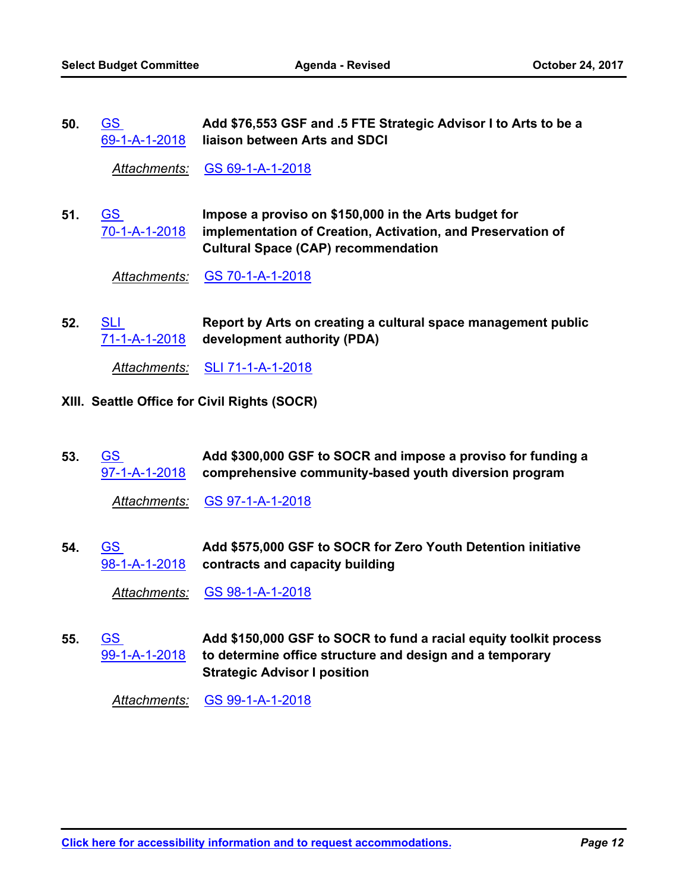**50.** GS 69-1-A-1-2018 **Add $76,553 GSF and .5 FTE Strategic Advisor I to Arts to be a liaison between Arts and SDCI**

*Attachments:* GS 69-1-A-1-2018

**51.** GS 70-1-A-1-2018 **Impose a proviso on $150,000 in the Arts budget for implementation of Creation, Activation, and Preservation of Cultural Space (CAP) recommendation**

*Attachments:* GS 70-1-A-1-2018

**52.** SLI 71-1-A-1-2018 **Report by Arts on creating a cultural space management public development authority (PDA)**

*Attachments:* SLI 71-1-A-1-2018

## XIII. Seattle Office for Civil Rights (SOCR)

**53.** GS 97-1-A-1-2018 **Add $300,000 GSF to SOCR and impose a proviso for funding a comprehensive community-based youth diversion program**

*Attachments:* GS 97-1-A-1-2018

**54.** GS 98-1-A-1-2018 **Add $575,000 GSF to SOCR for Zero Youth Detention initiative contracts and capacity building**

*Attachments:* GS 98-1-A-1-2018

**55.** GS 99-1-A-1-2018 **Add $150,000 GSF to SOCR to fund a racial equity toolkit process to determine office structure and design and a temporary Strategic Advisor I position**

*Attachments:* GS 99-1-A-1-2018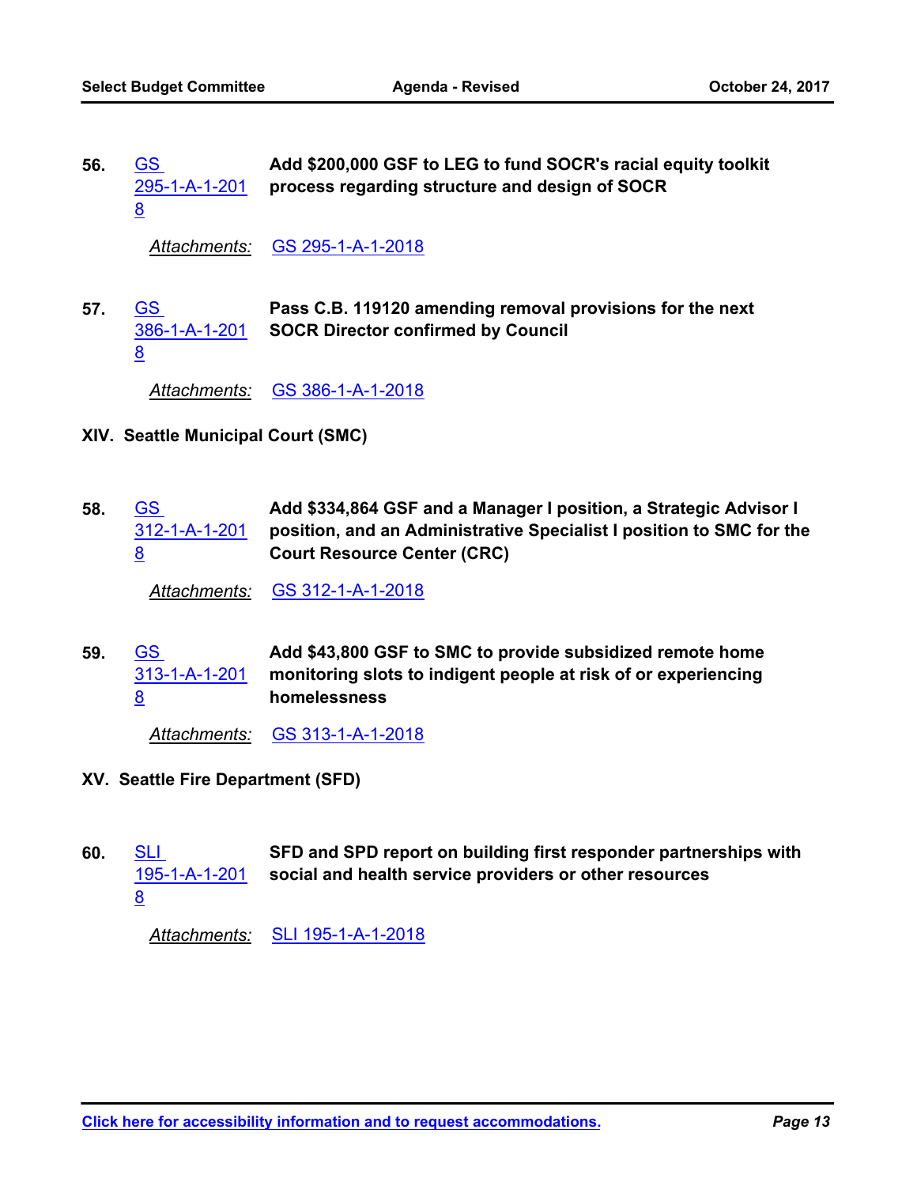56. GS 295-1-A-1-2018 **Add $200,000 GSF to LEG to fund SOCR's racial equity toolkit process regarding structure and design of SOCR**

*Attachments:* GS 295-1-A-1-2018

57. GS 386-1-A-1-2018 **Pass C.B. 119120 amending removal provisions for the next SOCR Director confirmed by Council**

*Attachments:* GS 386-1-A-1-2018

## XIV. Seattle Municipal Court (SMC)

58. GS 312-1-A-1-2018 **Add $334,864 GSF and a Manager I position, a Strategic Advisor I position, and an Administrative Specialist I position to SMC for the Court Resource Center (CRC)**

*Attachments:* GS 312-1-A-1-2018

59. GS 313-1-A-1-2018 **Add $43,800 GSF to SMC to provide subsidized remote home monitoring slots to indigent people at risk of or experiencing homelessness**

*Attachments:* GS 313-1-A-1-2018

## XV. Seattle Fire Department (SFD)

60. SLI 195-1-A-1-2018 **SFD and SPD report on building first responder partnerships with social and health service providers or other resources**

*Attachments:* SLI 195-1-A-1-2018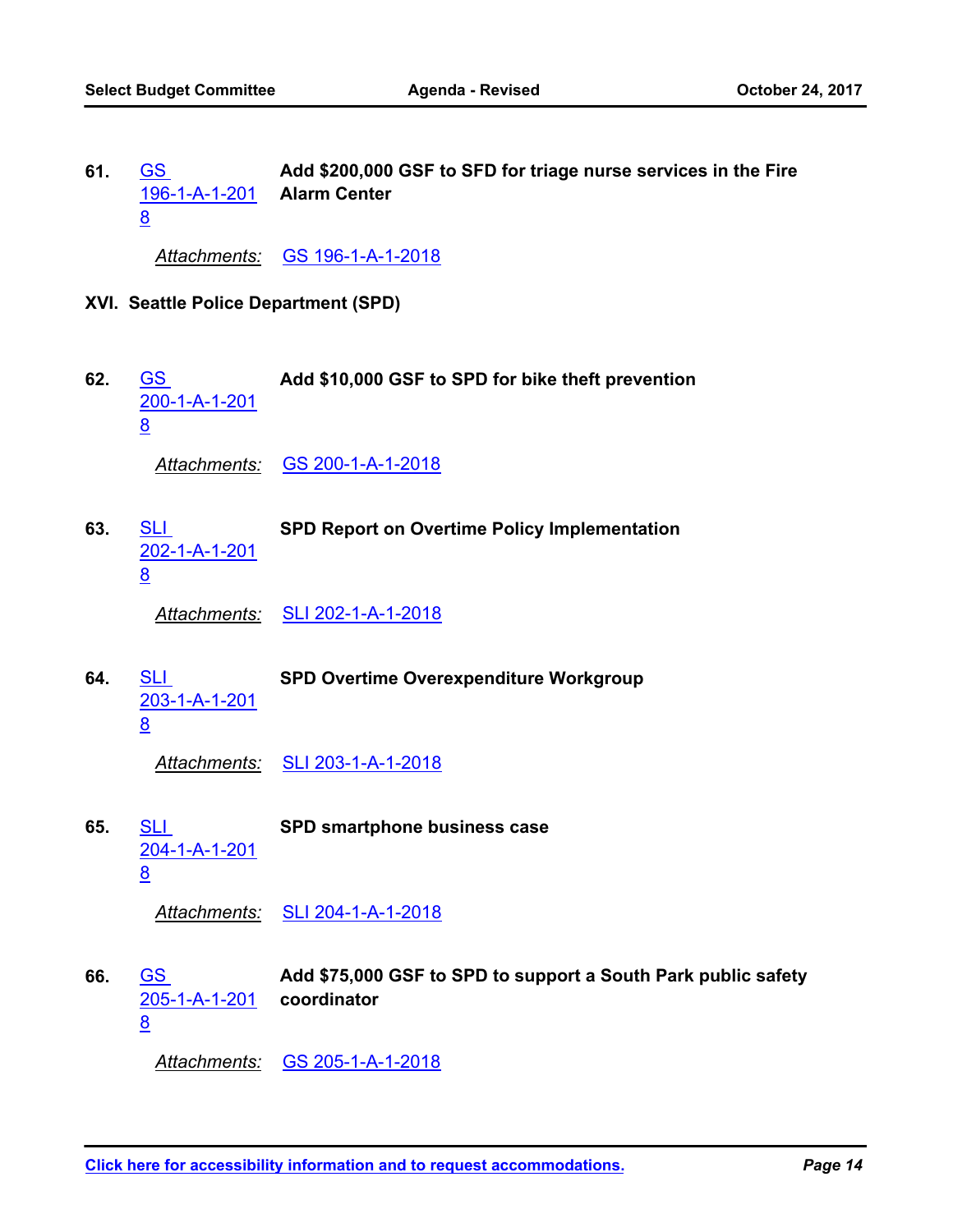61. GS 196-1-A-1-2018 **Add $200,000 GSF to SFD for triage nurse services in the Fire Alarm Center**

*Attachments:* GS 196-1-A-1-2018

## XVI. Seattle Police Department (SPD)

62. GS 200-1-A-1-2018 **Add $10,000 GSF to SPD for bike theft prevention**

*Attachments:* GS 200-1-A-1-2018

63. SLI 202-1-A-1-2018 **SPD Report on Overtime Policy Implementation**

*Attachments:* SLI 202-1-A-1-2018

64. SLI 203-1-A-1-2018 **SPD Overtime Overexpenditure Workgroup**

*Attachments:* SLI 203-1-A-1-2018

65. SLI 204-1-A-1-2018 **SPD smartphone business case**

*Attachments:* SLI 204-1-A-1-2018

66. GS 205-1-A-1-2018 **Add $75,000 GSF to SPD to support a South Park public safety coordinator**

*Attachments:* GS 205-1-A-1-2018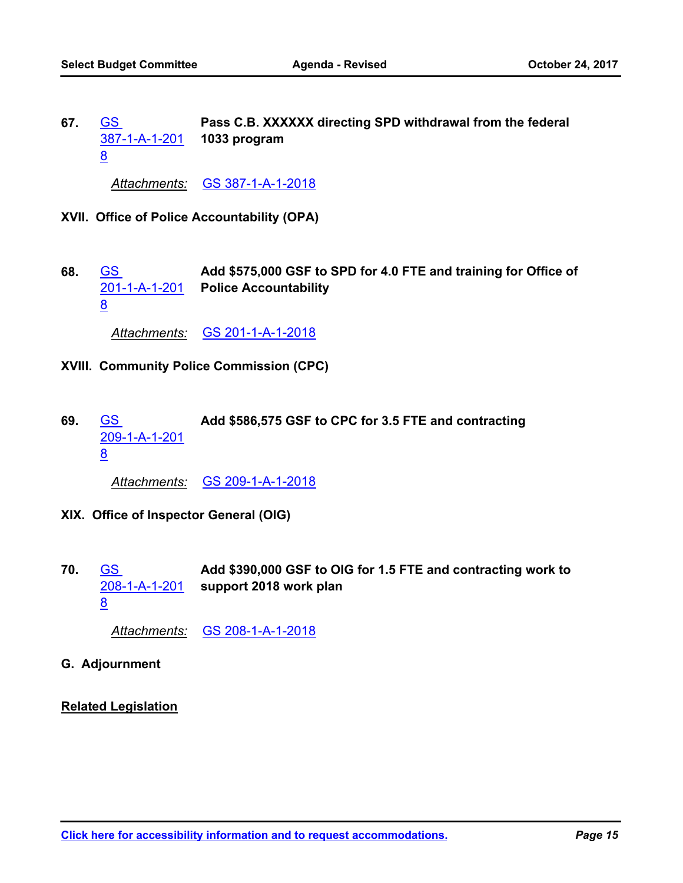**67.** GS 387-1-A-1-2018 **Pass C.B. XXXXXX directing SPD withdrawal from the federal 1033 program**

*Attachments:* GS 387-1-A-1-2018

## XVII. Office of Police Accountability (OPA)

**68.** GS 201-1-A-1-2018 **Add $575,000 GSF to SPD for 4.0 FTE and training for Office of Police Accountability**

*Attachments:* GS 201-1-A-1-2018

## XVIII. Community Police Commission (CPC)

**69.** GS 209-1-A-1-2018 **Add $586,575 GSF to CPC for 3.5 FTE and contracting**

*Attachments:* GS 209-1-A-1-2018

## XIX. Office of Inspector General (OIG)

**70.** GS 208-1-A-1-2018 **Add $390,000 GSF to OIG for 1.5 FTE and contracting work to support 2018 work plan**

*Attachments:* GS 208-1-A-1-2018

## G. Adjournment

**Related Legislation**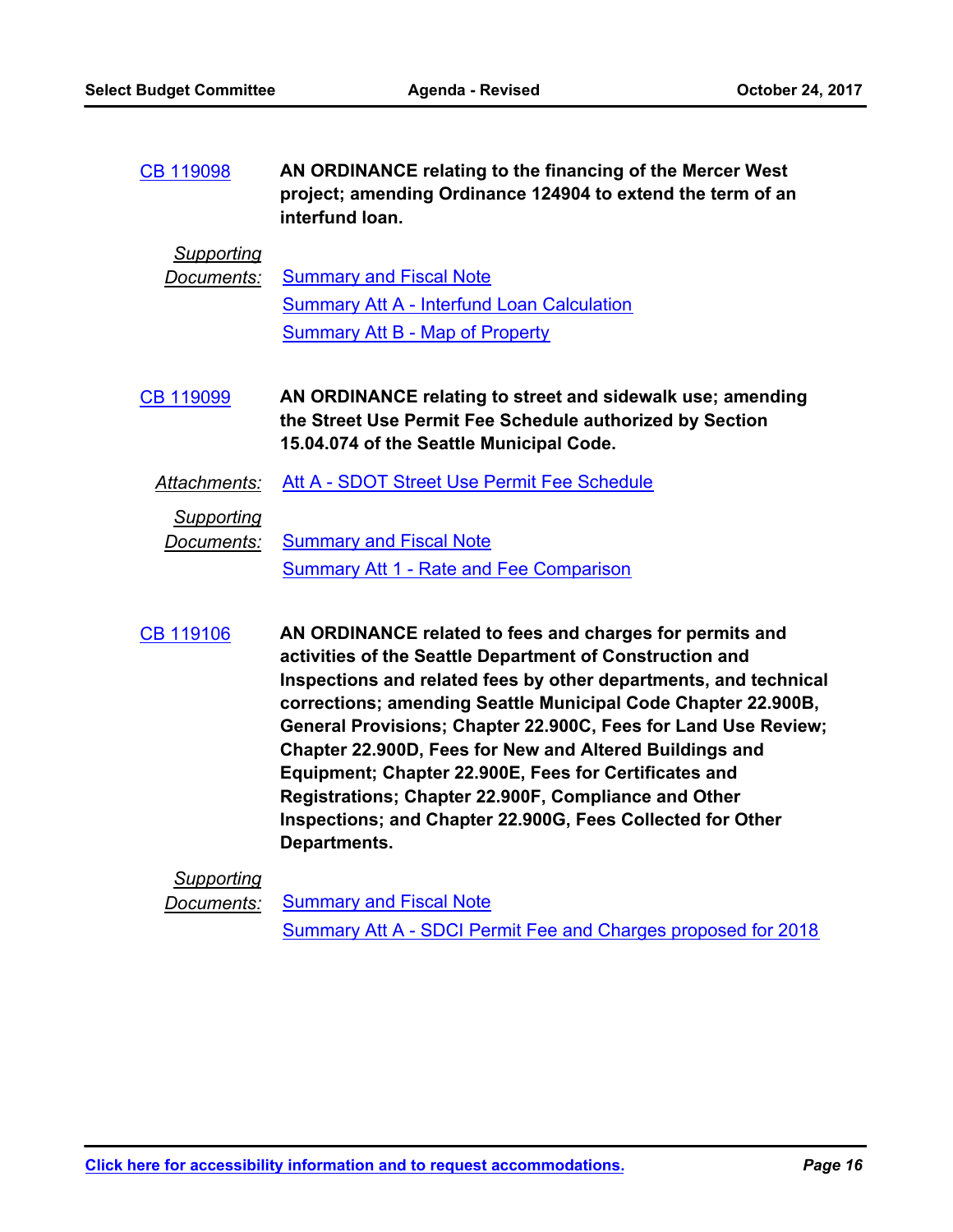CB 119098 **AN ORDINANCE relating to the financing of the Mercer West project; amending Ordinance 124904 to extend the term of an interfund loan.**

*Supporting Documents:*
- Summary and Fiscal Note
- Summary Att A - Interfund Loan Calculation
- Summary Att B - Map of Property

CB 119099 **AN ORDINANCE relating to street and sidewalk use; amending the Street Use Permit Fee Schedule authorized by Section 15.04.074 of the Seattle Municipal Code.**

*Attachments:* Att A - SDOT Street Use Permit Fee Schedule

*Supporting Documents:*
- Summary and Fiscal Note
- Summary Att 1 - Rate and Fee Comparison

CB 119106 **AN ORDINANCE related to fees and charges for permits and activities of the Seattle Department of Construction and Inspections and related fees by other departments, and technical corrections; amending Seattle Municipal Code Chapter 22.900B, General Provisions; Chapter 22.900C, Fees for Land Use Review; Chapter 22.900D, Fees for New and Altered Buildings and Equipment; Chapter 22.900E, Fees for Certificates and Registrations; Chapter 22.900F, Compliance and Other Inspections; and Chapter 22.900G, Fees Collected for Other Departments.**

*Supporting Documents:*
- Summary and Fiscal Note
- Summary Att A - SDCI Permit Fee and Charges proposed for 2018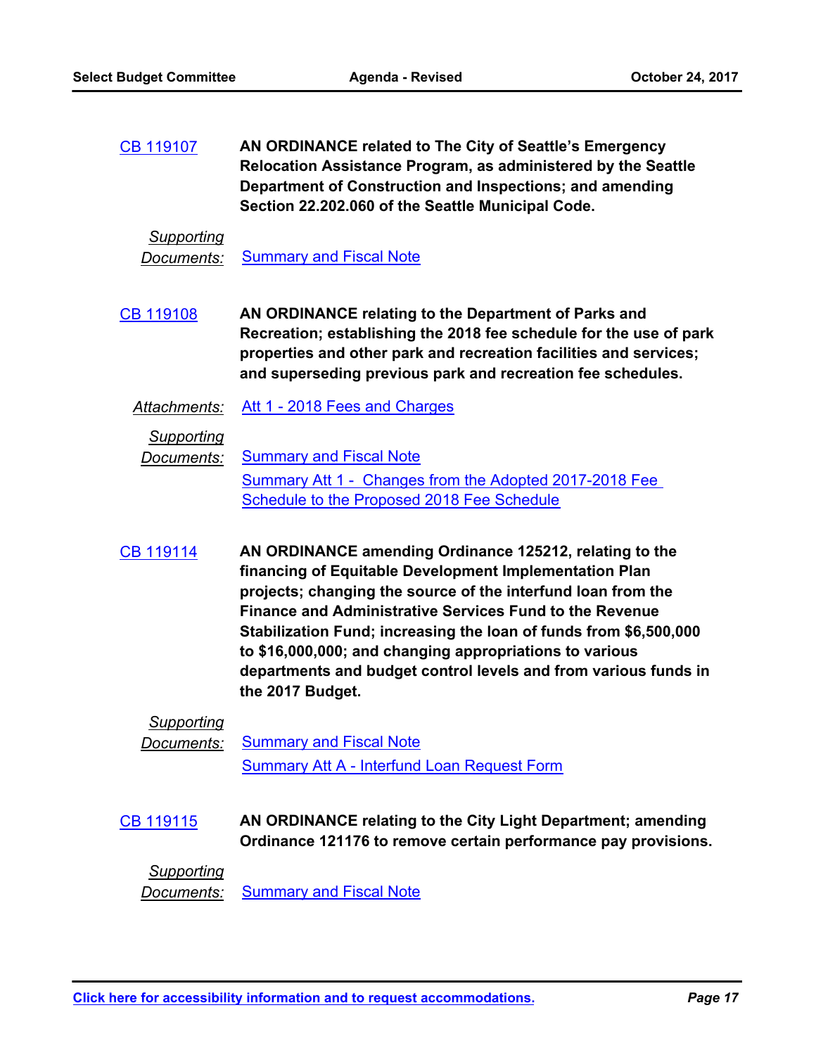CB 119107 **AN ORDINANCE related to The City of Seattle's Emergency Relocation Assistance Program, as administered by the Seattle Department of Construction and Inspections; and amending Section 22.202.060 of the Seattle Municipal Code.**

*Supporting Documents:* Summary and Fiscal Note

CB 119108 **AN ORDINANCE relating to the Department of Parks and Recreation; establishing the 2018 fee schedule for the use of park properties and other park and recreation facilities and services; and superseding previous park and recreation fee schedules.**

*Attachments:* Att 1 - 2018 Fees and Charges

*Supporting Documents:* Summary and Fiscal Note
Summary Att 1 - Changes from the Adopted 2017-2018 Fee Schedule to the Proposed 2018 Fee Schedule

CB 119114 **AN ORDINANCE amending Ordinance 125212, relating to the financing of Equitable Development Implementation Plan projects; changing the source of the interfund loan from the Finance and Administrative Services Fund to the Revenue Stabilization Fund; increasing the loan of funds from $6,500,000 to $16,000,000; and changing appropriations to various departments and budget control levels and from various funds in the 2017 Budget.**

*Supporting Documents:* Summary and Fiscal Note
Summary Att A - Interfund Loan Request Form

CB 119115 **AN ORDINANCE relating to the City Light Department; amending Ordinance 121176 to remove certain performance pay provisions.**

*Supporting Documents:* Summary and Fiscal Note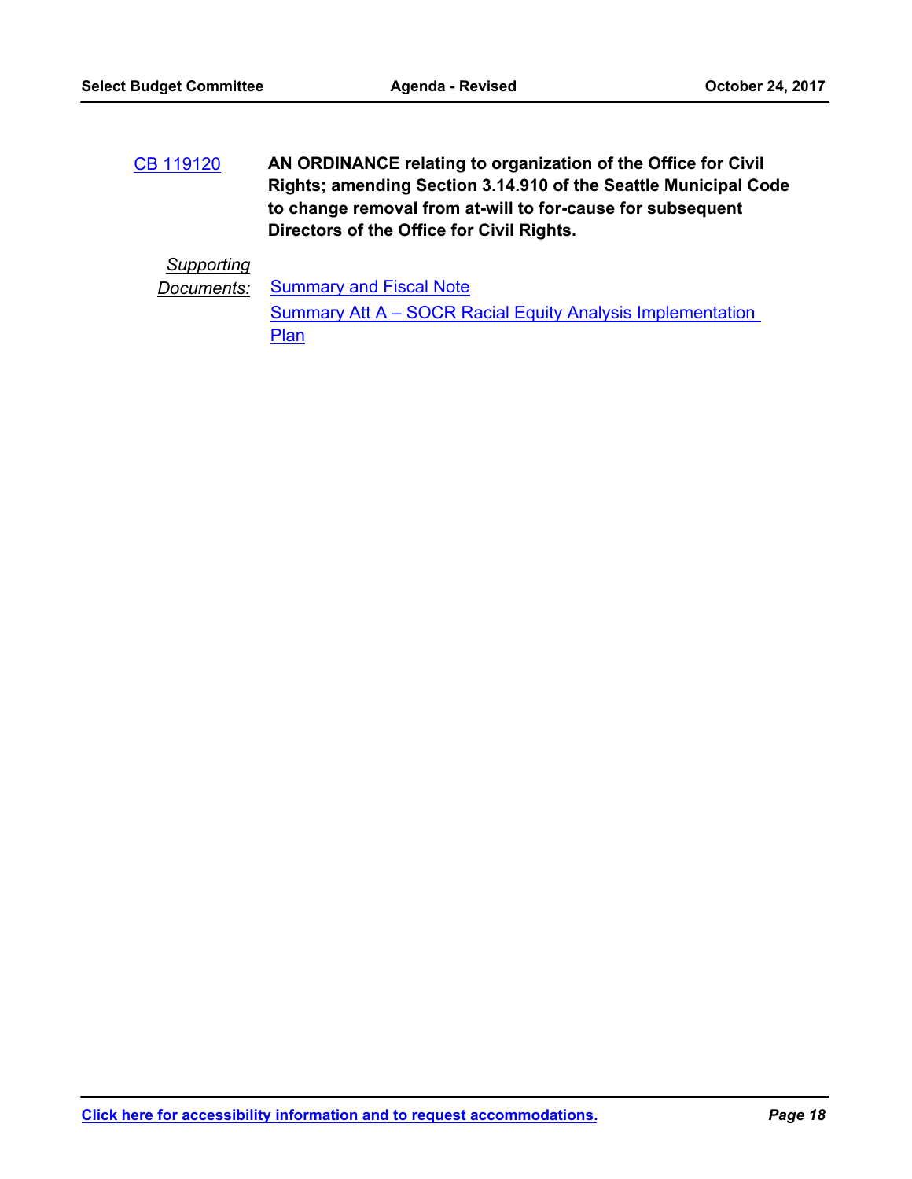CB 119120 **AN ORDINANCE relating to organization of the Office for Civil Rights; amending Section 3.14.910 of the Seattle Municipal Code to change removal from at-will to for-cause for subsequent Directors of the Office for Civil Rights.**

*Supporting Documents:*

Summary and Fiscal Note

Summary Att A – SOCR Racial Equity Analysis Implementation Plan